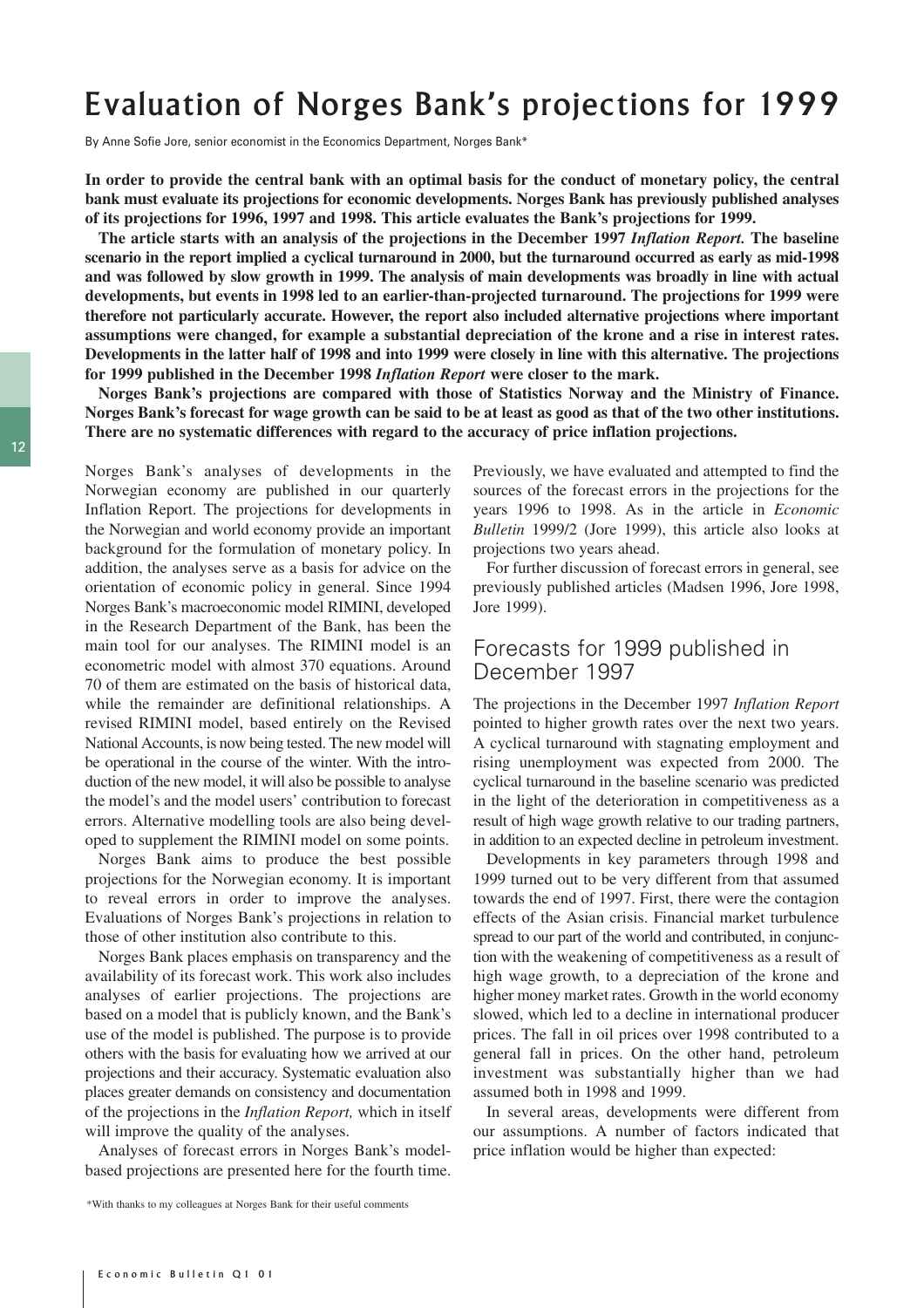# Evaluation of Norges Bank's projections for 1999

By Anne Sofie Jore, senior economist in the Economics Department, Norges Bank*

**In order to provide the central bank with an optimal basis for the conduct of monetary policy, the central bank must evaluate its projections for economic developments. Norges Bank has previously published analyses of its projections for 1996, 1997 and 1998. This article evaluates the Bank's projections for 1999.**

**The article starts with an analysis of the projections in the December 1997 *Inflation Report.* The baseline scenario in the report implied a cyclical turnaround in 2000, but the turnaround occurred as early as mid-1998 and was followed by slow growth in 1999. The analysis of main developments was broadly in line with actual developments, but events in 1998 led to an earlier-than-projected turnaround. The projections for 1999 were therefore not particularly accurate. However, the report also included alternative projections where important assumptions were changed, for example a substantial depreciation of the krone and a rise in interest rates. Developments in the latter half of 1998 and into 1999 were closely in line with this alternative. The projections for 1999 published in the December 1998 *Inflation Report* were closer to the mark.**

**Norges Bank's projections are compared with those of Statistics Norway and the Ministry of Finance. Norges Bank's forecast for wage growth can be said to be at least as good as that of the two other institutions. There are no systematic differences with regard to the accuracy of price inflation projections.**

Norges Bank's analyses of developments in the Norwegian economy are published in our quarterly Inflation Report. The projections for developments in the Norwegian and world economy provide an important background for the formulation of monetary policy. In addition, the analyses serve as a basis for advice on the orientation of economic policy in general. Since 1994 Norges Bank's macroeconomic model RIMINI, developed in the Research Department of the Bank, has been the main tool for our analyses. The RIMINI model is an econometric model with almost 370 equations. Around 70 of them are estimated on the basis of historical data, while the remainder are definitional relationships. A revised RIMINI model, based entirely on the Revised National Accounts, is now being tested. The new model will be operational in the course of the winter. With the introduction of the new model, it will also be possible to analyse the model's and the model users' contribution to forecast errors. Alternative modelling tools are also being developed to supplement the RIMINI model on some points.

Norges Bank aims to produce the best possible projections for the Norwegian economy. It is important to reveal errors in order to improve the analyses. Evaluations of Norges Bank's projections in relation to those of other institution also contribute to this.

Norges Bank places emphasis on transparency and the availability of its forecast work. This work also includes analyses of earlier projections. The projections are based on a model that is publicly known, and the Bank's use of the model is published. The purpose is to provide others with the basis for evaluating how we arrived at our projections and their accuracy. Systematic evaluation also places greater demands on consistency and documentation of the projections in the *Inflation Report,* which in itself will improve the quality of the analyses.

Analyses of forecast errors in Norges Bank's model-based projections are presented here for the fourth time. Previously, we have evaluated and attempted to find the sources of the forecast errors in the projections for the years 1996 to 1998. As in the article in *Economic Bulletin* 1999/2 (Jore 1999), this article also looks at projections two years ahead.

For further discussion of forecast errors in general, see previously published articles (Madsen 1996, Jore 1998, Jore 1999).

## Forecasts for 1999 published in December 1997

The projections in the December 1997 *Inflation Report* pointed to higher growth rates over the next two years. A cyclical turnaround with stagnating employment and rising unemployment was expected from 2000. The cyclical turnaround in the baseline scenario was predicted in the light of the deterioration in competitiveness as a result of high wage growth relative to our trading partners, in addition to an expected decline in petroleum investment.

Developments in key parameters through 1998 and 1999 turned out to be very different from that assumed towards the end of 1997. First, there were the contagion effects of the Asian crisis. Financial market turbulence spread to our part of the world and contributed, in conjunction with the weakening of competitiveness as a result of high wage growth, to a depreciation of the krone and higher money market rates. Growth in the world economy slowed, which led to a decline in international producer prices. The fall in oil prices over 1998 contributed to a general fall in prices. On the other hand, petroleum investment was substantially higher than we had assumed both in 1998 and 1999.

In several areas, developments were different from our assumptions. A number of factors indicated that price inflation would be higher than expected:

*With thanks to my colleagues at Norges Bank for their useful comments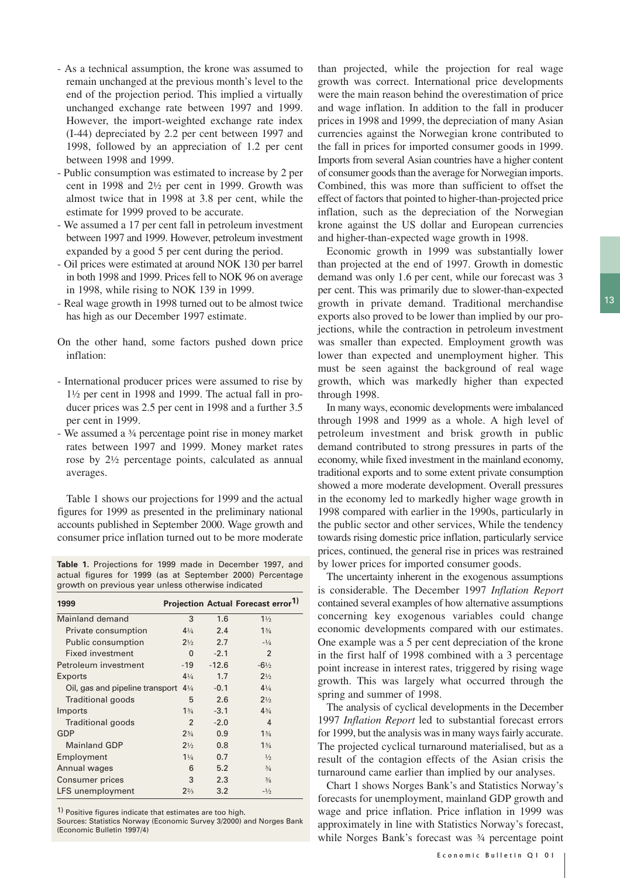- As a technical assumption, the krone was assumed to remain unchanged at the previous month's level to the end of the projection period. This implied a virtually unchanged exchange rate between 1997 and 1999. However, the import-weighted exchange rate index (I-44) depreciated by 2.2 per cent between 1997 and 1998, followed by an appreciation of 1.2 per cent between 1998 and 1999.
- Public consumption was estimated to increase by 2 per cent in 1998 and 2½ per cent in 1999. Growth was almost twice that in 1998 at 3.8 per cent, while the estimate for 1999 proved to be accurate.
- We assumed a 17 per cent fall in petroleum investment between 1997 and 1999. However, petroleum investment expanded by a good 5 per cent during the period.
- Oil prices were estimated at around NOK 130 per barrel in both 1998 and 1999. Prices fell to NOK 96 on average in 1998, while rising to NOK 139 in 1999.
- Real wage growth in 1998 turned out to be almost twice has high as our December 1997 estimate.

On the other hand, some factors pushed down price inflation:

- International producer prices were assumed to rise by 1½ per cent in 1998 and 1999. The actual fall in producer prices was 2.5 per cent in 1998 and a further 3.5 per cent in 1999.
- We assumed a ¾ percentage point rise in money market rates between 1997 and 1999. Money market rates rose by 2½ percentage points, calculated as annual averages.

Table 1 shows our projections for 1999 and the actual figures for 1999 as presented in the preliminary national accounts published in September 2000. Wage growth and consumer price inflation turned out to be more moderate than projected, while the projection for real wage growth was correct. International price developments were the main reason behind the overestimation of price and wage inflation. In addition to the fall in producer prices in 1998 and 1999, the depreciation of many Asian currencies against the Norwegian krone contributed to the fall in prices for imported consumer goods in 1999. Imports from several Asian countries have a higher content of consumer goods than the average for Norwegian imports. Combined, this was more than sufficient to offset the effect of factors that pointed to higher-than-projected price inflation, such as the depreciation of the Norwegian krone against the US dollar and European currencies and higher-than-expected wage growth in 1998.

**Table 1.** Projections for 1999 made in December 1997, and actual figures for 1999 (as at September 2000) Percentage growth on previous year unless otherwise indicated

| 1999 | Projection | Actual | Forecast error[1] |
|---|---|---|---|
| Mainland demand | 3 | 1.6 | 1½ |
| Private consumption | 4¼ | 2.4 | 1¾ |
| Public consumption | 2½ | 2.7 | -¼ |
| Fixed investment | 0 | -2.1 | 2 |
| Petroleum investment | -19 | -12.6 | -6½ |
| Exports | 4¼ | 1.7 | 2½ |
| Oil, gas and pipeline transport | 4¼ | -0.1 | 4¼ |
| Traditional goods | 5 | 2.6 | 2½ |
| Imports | 1¾ | -3.1 | 4¾ |
| Traditional goods | 2 | -2.0 | 4 |
| GDP | 2¾ | 0.9 | 1¾ |
| Mainland GDP | 2½ | 0.8 | 1¾ |
| Employment | 1¼ | 0.7 | ½ |
| Annual wages | 6 | 5.2 | ¾ |
| Consumer prices | 3 | 2.3 | ¾ |
| LFS unemployment | 2⅔ | 3.2 | -½ |

[1] Positive figures indicate that estimates are too high.
Sources: Statistics Norway (Economic Survey 3/2000) and Norges Bank (Economic Bulletin 1997/4)

Economic growth in 1999 was substantially lower than projected at the end of 1997. Growth in domestic demand was only 1.6 per cent, while our forecast was 3 per cent. This was primarily due to slower-than-expected growth in private demand. Traditional merchandise exports also proved to be lower than implied by our projections, while the contraction in petroleum investment was smaller than expected. Employment growth was lower than expected and unemployment higher. This must be seen against the background of real wage growth, which was markedly higher than expected through 1998.

In many ways, economic developments were imbalanced through 1998 and 1999 as a whole. A high level of petroleum investment and brisk growth in public demand contributed to strong pressures in parts of the economy, while fixed investment in the mainland economy, traditional exports and to some extent private consumption showed a more moderate development. Overall pressures in the economy led to markedly higher wage growth in 1998 compared with earlier in the 1990s, particularly in the public sector and other services, While the tendency towards rising domestic price inflation, particularly service prices, continued, the general rise in prices was restrained by lower prices for imported consumer goods.

The uncertainty inherent in the exogenous assumptions is considerable. The December 1997 *Inflation Report* contained several examples of how alternative assumptions concerning key exogenous variables could change economic developments compared with our estimates. One example was a 5 per cent depreciation of the krone in the first half of 1998 combined with a 3 percentage point increase in interest rates, triggered by rising wage growth. This was largely what occurred through the spring and summer of 1998.

The analysis of cyclical developments in the December 1997 *Inflation Report* led to substantial forecast errors for 1999, but the analysis was in many ways fairly accurate. The projected cyclical turnaround materialised, but as a result of the contagion effects of the Asian crisis the turnaround came earlier than implied by our analyses.

Chart 1 shows Norges Bank's and Statistics Norway's forecasts for unemployment, mainland GDP growth and wage and price inflation. Price inflation in 1999 was approximately in line with Statistics Norway's forecast, while Norges Bank's forecast was ¾ percentage point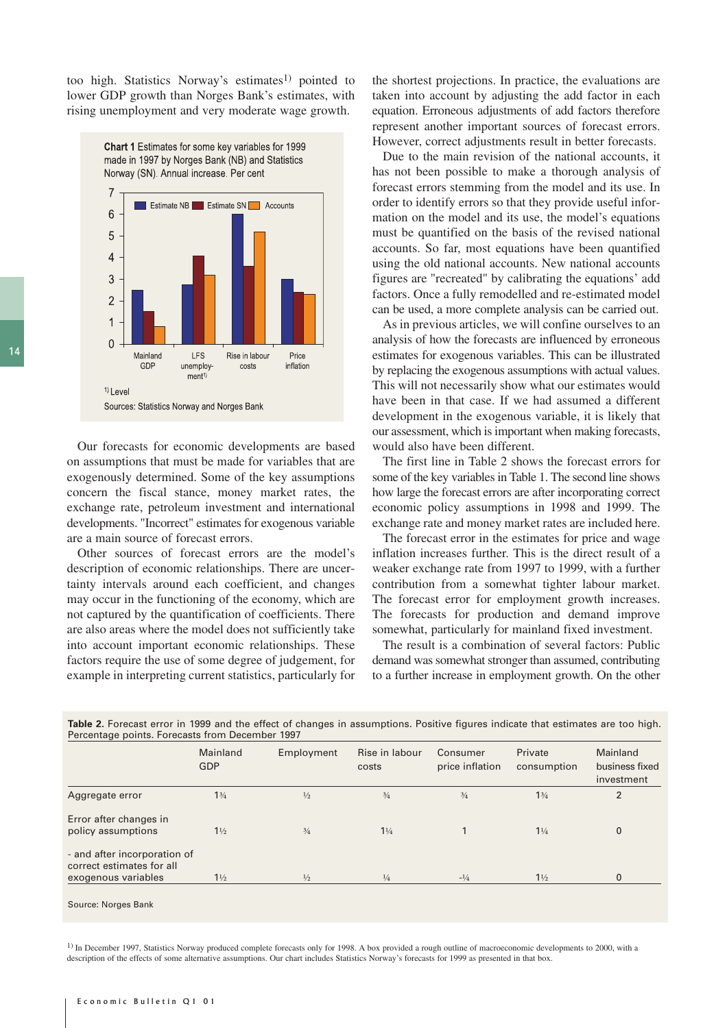too high. Statistics Norway's estimates[1] pointed to lower GDP growth than Norges Bank's estimates, with rising unemployment and very moderate wage growth.

**Chart 1** Estimates for some key variables for 1999 made in 1997 by Norges Bank (NB) and Statistics Norway (SN). Annual increase. Per cent

1) Level

Sources: Statistics Norway and Norges Bank

Our forecasts for economic developments are based on assumptions that must be made for variables that are exogenously determined. Some of the key assumptions concern the fiscal stance, money market rates, the exchange rate, petroleum investment and international developments. "Incorrect" estimates for exogenous variable are a main source of forecast errors.

Other sources of forecast errors are the model's description of economic relationships. There are uncertainty intervals around each coefficient, and changes may occur in the functioning of the economy, which are not captured by the quantification of coefficients. There are also areas where the model does not sufficiently take into account important economic relationships. These factors require the use of some degree of judgement, for example in interpreting current statistics, particularly for the shortest projections. In practice, the evaluations are taken into account by adjusting the add factor in each equation. Erroneous adjustments of add factors therefore represent another important sources of forecast errors. However, correct adjustments result in better forecasts.

Due to the main revision of the national accounts, it has not been possible to make a thorough analysis of forecast errors stemming from the model and its use. In order to identify errors so that they provide useful information on the model and its use, the model's equations must be quantified on the basis of the revised national accounts. So far, most equations have been quantified using the old national accounts. New national accounts figures are "recreated" by calibrating the equations' add factors. Once a fully remodelled and re-estimated model can be used, a more complete analysis can be carried out.

As in previous articles, we will confine ourselves to an analysis of how the forecasts are influenced by erroneous estimates for exogenous variables. This can be illustrated by replacing the exogenous assumptions with actual values. This will not necessarily show what our estimates would have been in that case. If we had assumed a different development in the exogenous variable, it is likely that our assessment, which is important when making forecasts, would also have been different.

The first line in Table 2 shows the forecast errors for some of the key variables in Table 1. The second line shows how large the forecast errors are after incorporating correct economic policy assumptions in 1998 and 1999. The exchange rate and money market rates are included here.

The forecast error in the estimates for price and wage inflation increases further. This is the direct result of a weaker exchange rate from 1997 to 1999, with a further contribution from a somewhat tighter labour market. The forecast error for employment growth increases. The forecasts for production and demand improve somewhat, particularly for mainland fixed investment.

The result is a combination of several factors: Public demand was somewhat stronger than assumed, contributing to a further increase in employment growth. On the other

**Table 2.** Forecast error in 1999 and the effect of changes in assumptions. Positive figures indicate that estimates are too high. Percentage points. Forecasts from December 1997

| | Mainland GDP | Employment | Rise in labour costs | Consumer price inflation | Private consumption | Mainland business fixed investment |
|---|---|---|---|---|---|---|
| Aggregate error | 1¾ | ½ | ¾ | ¾ | 1¾ | 2 |
| Error after changes in policy assumptions | 1½ | ¾ | 1¼ | 1 | 1¼ | 0 |
| - and after incorporation of correct estimates for all exogenous variables | 1½ | ½ | ¼ | -¼ | 1½ | 0 |

Source: Norges Bank

[1] In December 1997, Statistics Norway produced complete forecasts only for 1998. A box provided a rough outline of macroeconomic developments to 2000, with a description of the effects of some alternative assumptions. Our chart includes Statistics Norway's forecasts for 1999 as presented in that box.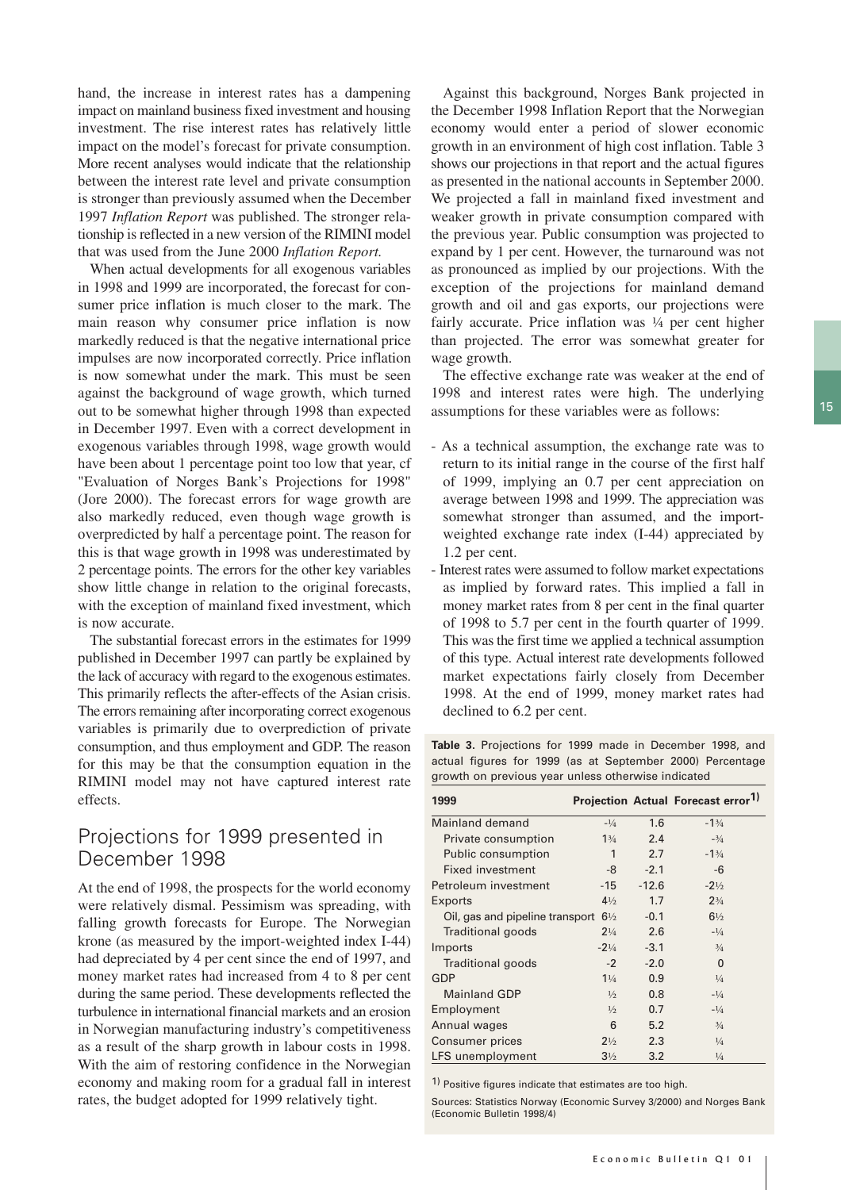hand, the increase in interest rates has a dampening impact on mainland business fixed investment and housing investment. The rise interest rates has relatively little impact on the model's forecast for private consumption. More recent analyses would indicate that the relationship between the interest rate level and private consumption is stronger than previously assumed when the December 1997 *Inflation Report* was published. The stronger relationship is reflected in a new version of the RIMINI model that was used from the June 2000 *Inflation Report.*

When actual developments for all exogenous variables in 1998 and 1999 are incorporated, the forecast for consumer price inflation is much closer to the mark. The main reason why consumer price inflation is now markedly reduced is that the negative international price impulses are now incorporated correctly. Price inflation is now somewhat under the mark. This must be seen against the background of wage growth, which turned out to be somewhat higher through 1998 than expected in December 1997. Even with a correct development in exogenous variables through 1998, wage growth would have been about 1 percentage point too low that year, cf "Evaluation of Norges Bank's Projections for 1998" (Jore 2000). The forecast errors for wage growth are also markedly reduced, even though wage growth is overpredicted by half a percentage point. The reason for this is that wage growth in 1998 was underestimated by 2 percentage points. The errors for the other key variables show little change in relation to the original forecasts, with the exception of mainland fixed investment, which is now accurate.

The substantial forecast errors in the estimates for 1999 published in December 1997 can partly be explained by the lack of accuracy with regard to the exogenous estimates. This primarily reflects the after-effects of the Asian crisis. The errors remaining after incorporating correct exogenous variables is primarily due to overprediction of private consumption, and thus employment and GDP. The reason for this may be that the consumption equation in the RIMINI model may not have captured interest rate effects.

## Projections for 1999 presented in December 1998

At the end of 1998, the prospects for the world economy were relatively dismal. Pessimism was spreading, with falling growth forecasts for Europe. The Norwegian krone (as measured by the import-weighted index I-44) had depreciated by 4 per cent since the end of 1997, and money market rates had increased from 4 to 8 per cent during the same period. These developments reflected the turbulence in international financial markets and an erosion in Norwegian manufacturing industry's competitiveness as a result of the sharp growth in labour costs in 1998. With the aim of restoring confidence in the Norwegian economy and making room for a gradual fall in interest rates, the budget adopted for 1999 relatively tight.

Against this background, Norges Bank projected in the December 1998 Inflation Report that the Norwegian economy would enter a period of slower economic growth in an environment of high cost inflation. Table 3 shows our projections in that report and the actual figures as presented in the national accounts in September 2000. We projected a fall in mainland fixed investment and weaker growth in private consumption compared with the previous year. Public consumption was projected to expand by 1 per cent. However, the turnaround was not as pronounced as implied by our projections. With the exception of the projections for mainland demand growth and oil and gas exports, our projections were fairly accurate. Price inflation was ¼ per cent higher than projected. The error was somewhat greater for wage growth.

The effective exchange rate was weaker at the end of 1998 and interest rates were high. The underlying assumptions for these variables were as follows:

- As a technical assumption, the exchange rate was to return to its initial range in the course of the first half of 1999, implying an 0.7 per cent appreciation on average between 1998 and 1999. The appreciation was somewhat stronger than assumed, and the import-weighted exchange rate index (I-44) appreciated by 1.2 per cent.
- Interest rates were assumed to follow market expectations as implied by forward rates. This implied a fall in money market rates from 8 per cent in the final quarter of 1998 to 5.7 per cent in the fourth quarter of 1999. This was the first time we applied a technical assumption of this type. Actual interest rate developments followed market expectations fairly closely from December 1998. At the end of 1999, money market rates had declined to 6.2 per cent.

**Table 3.** Projections for 1999 made in December 1998, and actual figures for 1999 (as at September 2000) Percentage growth on previous year unless otherwise indicated

| 1999 | Projection | Actual | Forecast error[1)] |
|---|---|---|---|
| Mainland demand | -¼ | 1.6 | -1¾ |
| Private consumption | 1¾ | 2.4 | -¾ |
| Public consumption | 1 | 2.7 | -1¾ |
| Fixed investment | -8 | -2.1 | -6 |
| Petroleum investment | -15 | -12.6 | -2½ |
| Exports | 4½ | 1.7 | 2¾ |
| Oil, gas and pipeline transport | 6½ | -0.1 | 6½ |
| Traditional goods | 2¼ | 2.6 | -¼ |
| Imports | -2¼ | -3.1 | ¾ |
| Traditional goods | -2 | -2.0 | 0 |
| GDP | 1¼ | 0.9 | ¼ |
| Mainland GDP | ½ | 0.8 | -¼ |
| Employment | ½ | 0.7 | -¼ |
| Annual wages | 6 | 5.2 | ¾ |
| Consumer prices | 2½ | 2.3 | ¼ |
| LFS unemployment | 3½ | 3.2 | ¼ |

1) Positive figures indicate that estimates are too high.

Sources: Statistics Norway (Economic Survey 3/2000) and Norges Bank (Economic Bulletin 1998/4)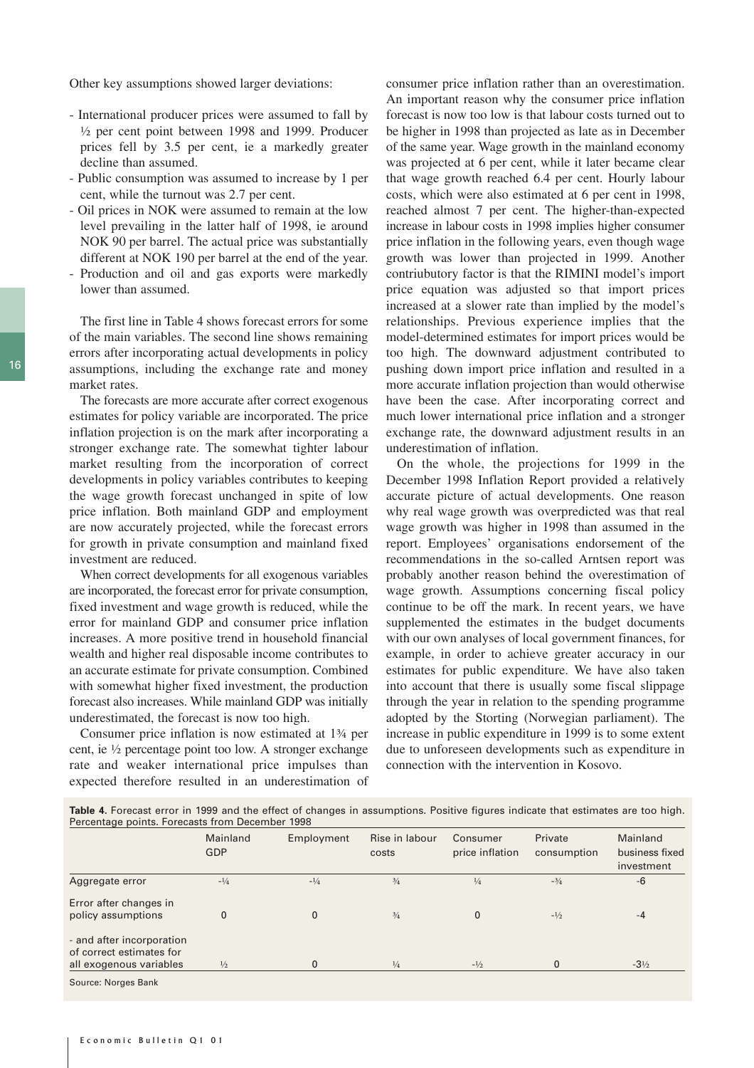Other key assumptions showed larger deviations:

- International producer prices were assumed to fall by ½ per cent point between 1998 and 1999. Producer prices fell by 3.5 per cent, ie a markedly greater decline than assumed.
- Public consumption was assumed to increase by 1 per cent, while the turnout was 2.7 per cent.
- Oil prices in NOK were assumed to remain at the low level prevailing in the latter half of 1998, ie around NOK 90 per barrel. The actual price was substantially different at NOK 190 per barrel at the end of the year.
- Production and oil and gas exports were markedly lower than assumed.

The first line in Table 4 shows forecast errors for some of the main variables. The second line shows remaining errors after incorporating actual developments in policy assumptions, including the exchange rate and money market rates.

The forecasts are more accurate after correct exogenous estimates for policy variable are incorporated. The price inflation projection is on the mark after incorporating a stronger exchange rate. The somewhat tighter labour market resulting from the incorporation of correct developments in policy variables contributes to keeping the wage growth forecast unchanged in spite of low price inflation. Both mainland GDP and employment are now accurately projected, while the forecast errors for growth in private consumption and mainland fixed investment are reduced.

When correct developments for all exogenous variables are incorporated, the forecast error for private consumption, fixed investment and wage growth is reduced, while the error for mainland GDP and consumer price inflation increases. A more positive trend in household financial wealth and higher real disposable income contributes to an accurate estimate for private consumption. Combined with somewhat higher fixed investment, the production forecast also increases. While mainland GDP was initially underestimated, the forecast is now too high.

Consumer price inflation is now estimated at 1¾ per cent, ie ½ percentage point too low. A stronger exchange rate and weaker international price impulses than expected therefore resulted in an underestimation of consumer price inflation rather than an overestimation. An important reason why the consumer price inflation forecast is now too low is that labour costs turned out to be higher in 1998 than projected as late as in December of the same year. Wage growth in the mainland economy was projected at 6 per cent, while it later became clear that wage growth reached 6.4 per cent. Hourly labour costs, which were also estimated at 6 per cent in 1998, reached almost 7 per cent. The higher-than-expected increase in labour costs in 1998 implies higher consumer price inflation in the following years, even though wage growth was lower than projected in 1999. Another contriubutory factor is that the RIMINI model's import price equation was adjusted so that import prices increased at a slower rate than implied by the model's relationships. Previous experience implies that the model-determined estimates for import prices would be too high. The downward adjustment contributed to pushing down import price inflation and resulted in a more accurate inflation projection than would otherwise have been the case. After incorporating correct and much lower international price inflation and a stronger exchange rate, the downward adjustment results in an underestimation of inflation.

On the whole, the projections for 1999 in the December 1998 Inflation Report provided a relatively accurate picture of actual developments. One reason why real wage growth was overpredicted was that real wage growth was higher in 1998 than assumed in the report. Employees' organisations endorsement of the recommendations in the so-called Arntsen report was probably another reason behind the overestimation of wage growth. Assumptions concerning fiscal policy continue to be off the mark. In recent years, we have supplemented the estimates in the budget documents with our own analyses of local government finances, for example, in order to achieve greater accuracy in our estimates for public expenditure. We have also taken into account that there is usually some fiscal slippage through the year in relation to the spending programme adopted by the Storting (Norwegian parliament). The increase in public expenditure in 1999 is to some extent due to unforeseen developments such as expenditure in connection with the intervention in Kosovo.

**Table 4.** Forecast error in 1999 and the effect of changes in assumptions. Positive figures indicate that estimates are too high. Percentage points. Forecasts from December 1998

| | Mainland GDP | Employment | Rise in labour costs | Consumer price inflation | Private consumption | Mainland business fixed investment |
|---|---|---|---|---|---|---|
| Aggregate error | -¼ | -¼ | ¾ | ¼ | -¾ | -6 |
| Error after changes in policy assumptions | 0 | 0 | ¾ | 0 | -½ | -4 |
| - and after incorporation of correct estimates for all exogenous variables | ½ | 0 | ¼ | -½ | 0 | -3½ |

Source: Norges Bank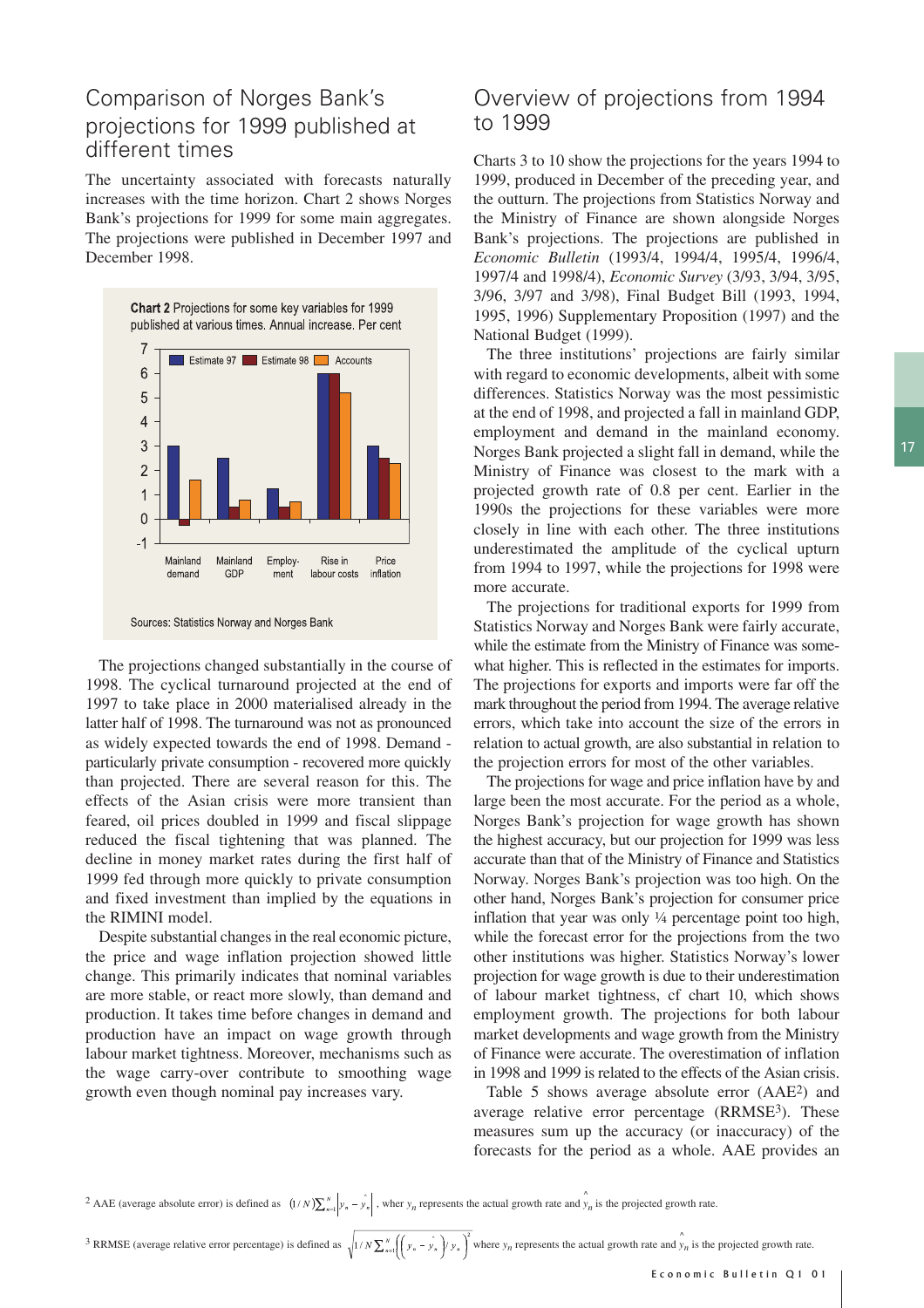## Comparison of Norges Bank's projections for 1999 published at different times

The uncertainty associated with forecasts naturally increases with the time horizon. Chart 2 shows Norges Bank's projections for 1999 for some main aggregates. The projections were published in December 1997 and December 1998.

**Chart 2** Projections for some key variables for 1999 published at various times. Annual increase. Per cent

Sources: Statistics Norway and Norges Bank

The projections changed substantially in the course of 1998. The cyclical turnaround projected at the end of 1997 to take place in 2000 materialised already in the latter half of 1998. The turnaround was not as pronounced as widely expected towards the end of 1998. Demand - particularly private consumption - recovered more quickly than projected. There are several reason for this. The effects of the Asian crisis were more transient than feared, oil prices doubled in 1999 and fiscal slippage reduced the fiscal tightening that was planned. The decline in money market rates during the first half of 1999 fed through more quickly to private consumption and fixed investment than implied by the equations in the RIMINI model.

Despite substantial changes in the real economic picture, the price and wage inflation projection showed little change. This primarily indicates that nominal variables are more stable, or react more slowly, than demand and production. It takes time before changes in demand and production have an impact on wage growth through labour market tightness. Moreover, mechanisms such as the wage carry-over contribute to smoothing wage growth even though nominal pay increases vary.

## Overview of projections from 1994 to 1999

Charts 3 to 10 show the projections for the years 1994 to 1999, produced in December of the preceding year, and the outturn. The projections from Statistics Norway and the Ministry of Finance are shown alongside Norges Bank's projections. The projections are published in *Economic Bulletin* (1993/4, 1994/4, 1995/4, 1996/4, 1997/4 and 1998/4), *Economic Survey* (3/93, 3/94, 3/95, 3/96, 3/97 and 3/98), Final Budget Bill (1993, 1994, 1995, 1996) Supplementary Proposition (1997) and the National Budget (1999).

The three institutions' projections are fairly similar with regard to economic developments, albeit with some differences. Statistics Norway was the most pessimistic at the end of 1998, and projected a fall in mainland GDP, employment and demand in the mainland economy. Norges Bank projected a slight fall in demand, while the Ministry of Finance was closest to the mark with a projected growth rate of 0.8 per cent. Earlier in the 1990s the projections for these variables were more closely in line with each other. The three institutions underestimated the amplitude of the cyclical upturn from 1994 to 1997, while the projections for 1998 were more accurate.

The projections for traditional exports for 1999 from Statistics Norway and Norges Bank were fairly accurate, while the estimate from the Ministry of Finance was somewhat higher. This is reflected in the estimates for imports. The projections for exports and imports were far off the mark throughout the period from 1994. The average relative errors, which take into account the size of the errors in relation to actual growth, are also substantial in relation to the projection errors for most of the other variables.

The projections for wage and price inflation have by and large been the most accurate. For the period as a whole, Norges Bank's projection for wage growth has shown the highest accuracy, but our projection for 1999 was less accurate than that of the Ministry of Finance and Statistics Norway. Norges Bank's projection was too high. On the other hand, Norges Bank's projection for consumer price inflation that year was only ¼ percentage point too high, while the forecast error for the projections from the two other institutions was higher. Statistics Norway's lower projection for wage growth is due to their underestimation of labour market tightness, cf chart 10, which shows employment growth. The projections for both labour market developments and wage growth from the Ministry of Finance were accurate. The overestimation of inflation in 1998 and 1999 is related to the effects of the Asian crisis.

Table 5 shows average absolute error (AAE[2]) and average relative error percentage (RRMSE[3]). These measures sum up the accuracy (or inaccuracy) of the forecasts for the period as a whole. AAE provides an

[2] AAE (average absolute error) is defined as $(1/N)\sum_{n=1}^{N}\left|y_n - \hat{y}_n\right|$, wher $y_n$ represents the actual growth rate and $\hat{y}_n$ is the projected growth rate.

[3] RRMSE (average relative error percentage) is defined as $\sqrt{1/N\sum_{n=1}^{N}\left(\left(y_n - \hat{y}_n\right)/y_n\right)^2}$ where $y_n$ represents the actual growth rate and $\hat{y}_n$ is the projected growth rate.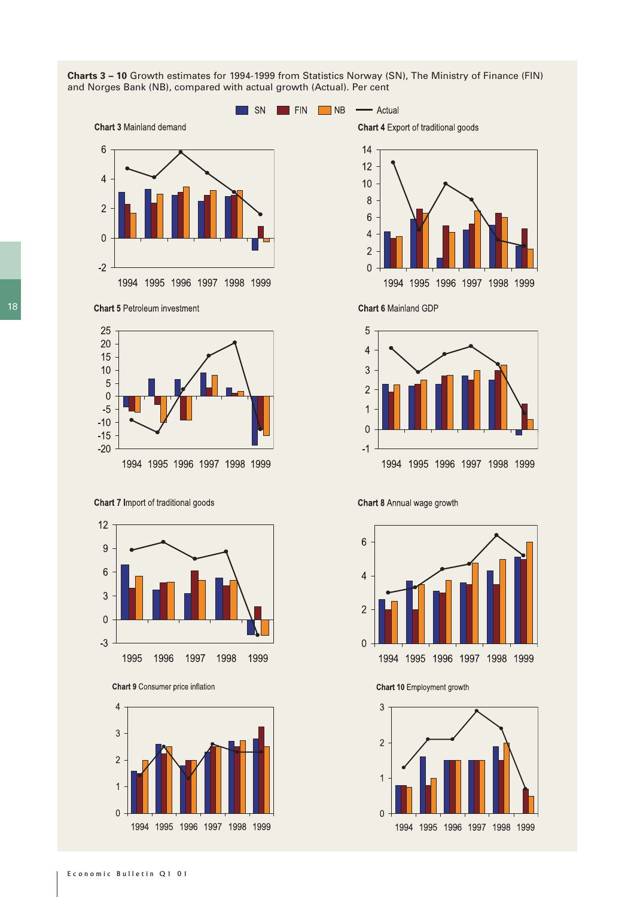**Charts 3 – 10** Growth estimates for 1994-1999 from Statistics Norway (SN), The Ministry of Finance (FIN) and Norges Bank (NB), compared with actual growth (Actual). Per cent

SN FIN NB Actual

**Chart 3** Mainland demand

**Chart 4** Export of traditional goods

**Chart 5** Petroleum investment

**Chart 6** Mainland GDP

**Chart 7** Import of traditional goods

**Chart 8** Annual wage growth

**Chart 9** Consumer price inflation

**Chart 10** Employment growth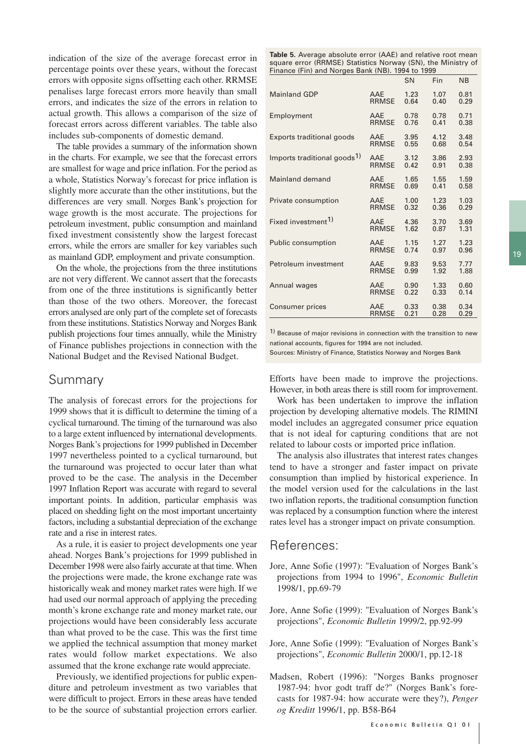indication of the size of the average forecast error in percentage points over these years, without the forecast errors with opposite signs offsetting each other. RRMSE penalises large forecast errors more heavily than small errors, and indicates the size of the errors in relation to actual growth. This allows a comparison of the size of forecast errors across different variables. The table also includes sub-components of domestic demand.

The table provides a summary of the information shown in the charts. For example, we see that the forecast errors are smallest for wage and price inflation. For the period as a whole, Statistics Norway's forecast for price inflation is slightly more accurate than the other institutions, but the differences are very small. Norges Bank's projection for wage growth is the most accurate. The projections for petroleum investment, public consumption and mainland fixed investment consistently show the largest forecast errors, while the errors are smaller for key variables such as mainland GDP, employment and private consumption.

On the whole, the projections from the three institutions are not very different. We cannot assert that the forecasts from one of the three institutions is significantly better than those of the two others. Moreover, the forecast errors analysed are only part of the complete set of forecasts from these institutions. Statistics Norway and Norges Bank publish projections four times annually, while the Ministry of Finance publishes projections in connection with the National Budget and the Revised National Budget.

**Table 5.** Average absolute error (AAE) and relative root mean square error (RRMSE) Statistics Norway (SN), the Ministry of Finance (Fin) and Norges Bank (NB). 1994 to 1999

| | | SN | Fin | NB |
|---|---|---|---|---|
| Mainland GDP | AAE | 1.23 | 1.07 | 0.81 |
| | RRMSE | 0.64 | 0.40 | 0.29 |
| Employment | AAE | 0.78 | 0.78 | 0.71 |
| | RRMSE | 0.76 | 0.41 | 0.38 |
| Exports traditional goods | AAE | 3.95 | 4.12 | 3.48 |
| | RRMSE | 0.55 | 0.68 | 0.54 |
| Imports traditional goods[1)] | AAE | 3.12 | 3.86 | 2.93 |
| | RRMSE | 0.42 | 0.91 | 0.38 |
| Mainland demand | AAE | 1.65 | 1.55 | 1.59 |
| | RRMSE | 0.69 | 0.41 | 0.58 |
| Private consumption | AAE | 1.00 | 1.23 | 1.03 |
| | RRMSE | 0.32 | 0.36 | 0.29 |
| Fixed investment[1)] | AAE | 4.36 | 3.70 | 3.69 |
| | RRMSE | 1.62 | 0.87 | 1.31 |
| Public consumption | AAE | 1.15 | 1.27 | 1.23 |
| | RRMSE | 0.74 | 0.97 | 0.96 |
| Petroleum investment | AAE | 9.83 | 9.53 | 7.77 |
| | RRMSE | 0.99 | 1.92 | 1.88 |
| Annual wages | AAE | 0.90 | 1.33 | 0.60 |
| | RRMSE | 0.22 | 0.33 | 0.14 |
| Consumer prices | AAE | 0.33 | 0.38 | 0.34 |
| | RRMSE | 0.21 | 0.28 | 0.29 |

1) Because of major revisions in connection with the transition to new national accounts, figures for 1994 are not included.

Sources: Ministry of Finance, Statistics Norway and Norges Bank

## Summary

The analysis of forecast errors for the projections for 1999 shows that it is difficult to determine the timing of a cyclical turnaround. The timing of the turnaround was also to a large extent influenced by international developments. Norges Bank's projections for 1999 published in December 1997 nevertheless pointed to a cyclical turnaround, but the turnaround was projected to occur later than what proved to be the case. The analysis in the December 1997 Inflation Report was accurate with regard to several important points. In addition, particular emphasis was placed on shedding light on the most important uncertainty factors, including a substantial depreciation of the exchange rate and a rise in interest rates.

As a rule, it is easier to project developments one year ahead. Norges Bank's projections for 1999 published in December 1998 were also fairly accurate at that time. When the projections were made, the krone exchange rate was historically weak and money market rates were high. If we had used our normal approach of applying the preceding month's krone exchange rate and money market rate, our projections would have been considerably less accurate than what proved to be the case. This was the first time we applied the technical assumption that money market rates would follow market expectations. We also assumed that the krone exchange rate would appreciate.

Previously, we identified projections for public expenditure and petroleum investment as two variables that were difficult to project. Errors in these areas have tended to be the source of substantial projection errors earlier. Efforts have been made to improve the projections. However, in both areas there is still room for improvement.

Work has been undertaken to improve the inflation projection by developing alternative models. The RIMINI model includes an aggregated consumer price equation that is not ideal for capturing conditions that are not related to labour costs or imported price inflation.

The analysis also illustrates that interest rates changes tend to have a stronger and faster impact on private consumption than implied by historical experience. In the model version used for the calculations in the last two inflation reports, the traditional consumption function was replaced by a consumption function where the interest rates level has a stronger impact on private consumption.

## References:

Jore, Anne Sofie (1997): "Evaluation of Norges Bank's projections from 1994 to 1996", *Economic Bulletin* 1998/1, pp.69-79

Jore, Anne Sofie (1999): "Evaluation of Norges Bank's projections", *Economic Bulletin* 1999/2, pp.92-99

Jore, Anne Sofie (1999): "Evaluation of Norges Bank's projections", *Economic Bulletin* 2000/1, pp.12-18

Madsen, Robert (1996): "Norges Banks prognoser 1987-94: hvor godt traff de?" (Norges Bank's forecasts for 1987-94: how accurate were they?), *Penger og Kreditt* 1996/1, pp. B58-B64